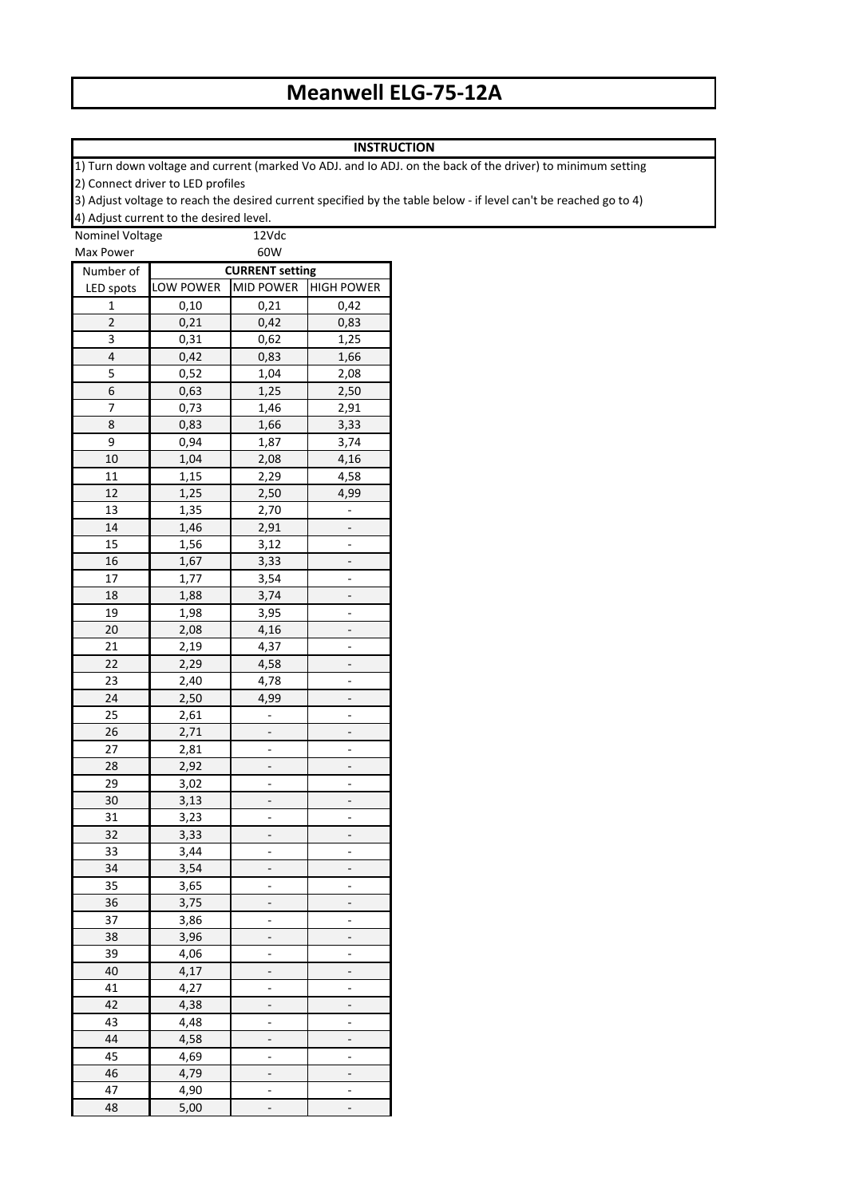# Meanwell ELG-75-12A

**INSTRUCTION**

1) Turn down voltage and current (marked Vo ADJ. and Io ADJ. on the back of the driver) to minimum setting
2) Connect driver to LED profiles
3) Adjust voltage to reach the desired current specified by the table below - if level can't be reached go to 4)
4) Adjust current to the desired level.

Nominel Voltage 12Vdc

Max Power 60W

| Number of LED spots | CURRENT setting | | |
|---|---|---|---|
| | LOW POWER | MID POWER | HIGH POWER |
| 1 | 0,10 | 0,21 | 0,42 |
| 2 | 0,21 | 0,42 | 0,83 |
| 3 | 0,31 | 0,62 | 1,25 |
| 4 | 0,42 | 0,83 | 1,66 |
| 5 | 0,52 | 1,04 | 2,08 |
| 6 | 0,63 | 1,25 | 2,50 |
| 7 | 0,73 | 1,46 | 2,91 |
| 8 | 0,83 | 1,66 | 3,33 |
| 9 | 0,94 | 1,87 | 3,74 |
| 10 | 1,04 | 2,08 | 4,16 |
| 11 | 1,15 | 2,29 | 4,58 |
| 12 | 1,25 | 2,50 | 4,99 |
| 13 | 1,35 | 2,70 | - |
| 14 | 1,46 | 2,91 | - |
| 15 | 1,56 | 3,12 | - |
| 16 | 1,67 | 3,33 | - |
| 17 | 1,77 | 3,54 | - |
| 18 | 1,88 | 3,74 | - |
| 19 | 1,98 | 3,95 | - |
| 20 | 2,08 | 4,16 | - |
| 21 | 2,19 | 4,37 | - |
| 22 | 2,29 | 4,58 | - |
| 23 | 2,40 | 4,78 | - |
| 24 | 2,50 | 4,99 | - |
| 25 | 2,61 | - | - |
| 26 | 2,71 | - | - |
| 27 | 2,81 | - | - |
| 28 | 2,92 | - | - |
| 29 | 3,02 | - | - |
| 30 | 3,13 | - | - |
| 31 | 3,23 | - | - |
| 32 | 3,33 | - | - |
| 33 | 3,44 | - | - |
| 34 | 3,54 | - | - |
| 35 | 3,65 | - | - |
| 36 | 3,75 | - | - |
| 37 | 3,86 | - | - |
| 38 | 3,96 | - | - |
| 39 | 4,06 | - | - |
| 40 | 4,17 | - | - |
| 41 | 4,27 | - | - |
| 42 | 4,38 | - | - |
| 43 | 4,48 | - | - |
| 44 | 4,58 | - | - |
| 45 | 4,69 | - | - |
| 46 | 4,79 | - | - |
| 47 | 4,90 | - | - |
| 48 | 5,00 | - | - |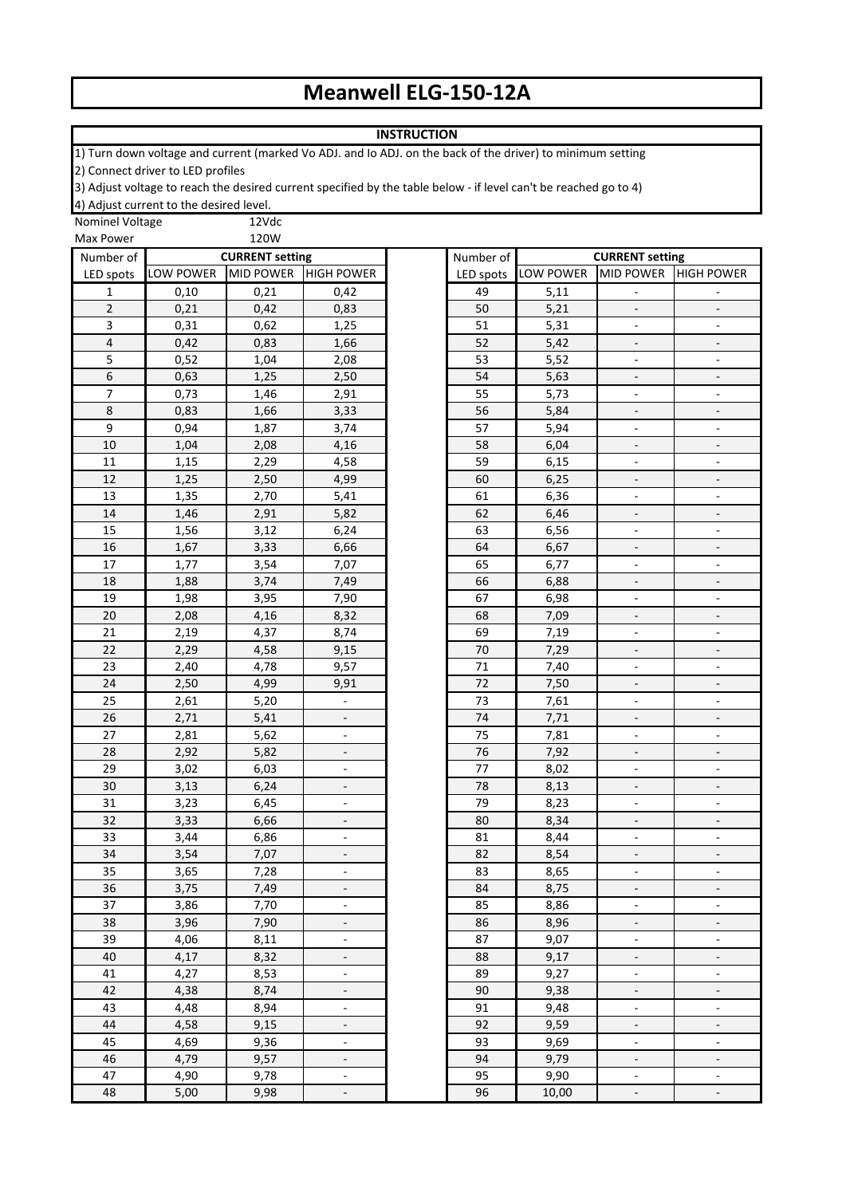# Meanwell ELG-150-12A

## INSTRUCTION

1) Turn down voltage and current (marked Vo ADJ. and Io ADJ. on the back of the driver) to minimum setting
2) Connect driver to LED profiles
3) Adjust voltage to reach the desired current specified by the table below - if level can't be reached go to 4)
4) Adjust current to the desired level.

Nominel Voltage 12Vdc

Max Power 120W

| Number of LED spots | CURRENT setting LOW POWER | MID POWER | HIGH POWER | | Number of LED spots | CURRENT setting LOW POWER | MID POWER | HIGH POWER |
|---|---|---|---|---|---|---|---|---|
| 1 | 0,10 | 0,21 | 0,42 | | 49 | 5,11 | - | - |
| 2 | 0,21 | 0,42 | 0,83 | | 50 | 5,21 | - | - |
| 3 | 0,31 | 0,62 | 1,25 | | 51 | 5,31 | - | - |
| 4 | 0,42 | 0,83 | 1,66 | | 52 | 5,42 | - | - |
| 5 | 0,52 | 1,04 | 2,08 | | 53 | 5,52 | - | - |
| 6 | 0,63 | 1,25 | 2,50 | | 54 | 5,63 | - | - |
| 7 | 0,73 | 1,46 | 2,91 | | 55 | 5,73 | - | - |
| 8 | 0,83 | 1,66 | 3,33 | | 56 | 5,84 | - | - |
| 9 | 0,94 | 1,87 | 3,74 | | 57 | 5,94 | - | - |
| 10 | 1,04 | 2,08 | 4,16 | | 58 | 6,04 | - | - |
| 11 | 1,15 | 2,29 | 4,58 | | 59 | 6,15 | - | - |
| 12 | 1,25 | 2,50 | 4,99 | | 60 | 6,25 | - | - |
| 13 | 1,35 | 2,70 | 5,41 | | 61 | 6,36 | - | - |
| 14 | 1,46 | 2,91 | 5,82 | | 62 | 6,46 | - | - |
| 15 | 1,56 | 3,12 | 6,24 | | 63 | 6,56 | - | - |
| 16 | 1,67 | 3,33 | 6,66 | | 64 | 6,67 | - | - |
| 17 | 1,77 | 3,54 | 7,07 | | 65 | 6,77 | - | - |
| 18 | 1,88 | 3,74 | 7,49 | | 66 | 6,88 | - | - |
| 19 | 1,98 | 3,95 | 7,90 | | 67 | 6,98 | - | - |
| 20 | 2,08 | 4,16 | 8,32 | | 68 | 7,09 | - | - |
| 21 | 2,19 | 4,37 | 8,74 | | 69 | 7,19 | - | - |
| 22 | 2,29 | 4,58 | 9,15 | | 70 | 7,29 | - | - |
| 23 | 2,40 | 4,78 | 9,57 | | 71 | 7,40 | - | - |
| 24 | 2,50 | 4,99 | 9,91 | | 72 | 7,50 | - | - |
| 25 | 2,61 | 5,20 | - | | 73 | 7,61 | - | - |
| 26 | 2,71 | 5,41 | - | | 74 | 7,71 | - | - |
| 27 | 2,81 | 5,62 | - | | 75 | 7,81 | - | - |
| 28 | 2,92 | 5,82 | - | | 76 | 7,92 | - | - |
| 29 | 3,02 | 6,03 | - | | 77 | 8,02 | - | - |
| 30 | 3,13 | 6,24 | - | | 78 | 8,13 | - | - |
| 31 | 3,23 | 6,45 | - | | 79 | 8,23 | - | - |
| 32 | 3,33 | 6,66 | - | | 80 | 8,34 | - | - |
| 33 | 3,44 | 6,86 | - | | 81 | 8,44 | - | - |
| 34 | 3,54 | 7,07 | - | | 82 | 8,54 | - | - |
| 35 | 3,65 | 7,28 | - | | 83 | 8,65 | - | - |
| 36 | 3,75 | 7,49 | - | | 84 | 8,75 | - | - |
| 37 | 3,86 | 7,70 | - | | 85 | 8,86 | - | - |
| 38 | 3,96 | 7,90 | - | | 86 | 8,96 | - | - |
| 39 | 4,06 | 8,11 | - | | 87 | 9,07 | - | - |
| 40 | 4,17 | 8,32 | - | | 88 | 9,17 | - | - |
| 41 | 4,27 | 8,53 | - | | 89 | 9,27 | - | - |
| 42 | 4,38 | 8,74 | - | | 90 | 9,38 | - | - |
| 43 | 4,48 | 8,94 | - | | 91 | 9,48 | - | - |
| 44 | 4,58 | 9,15 | - | | 92 | 9,59 | - | - |
| 45 | 4,69 | 9,36 | - | | 93 | 9,69 | - | - |
| 46 | 4,79 | 9,57 | - | | 94 | 9,79 | - | - |
| 47 | 4,90 | 9,78 | - | | 95 | 9,90 | - | - |
| 48 | 5,00 | 9,98 | - | | 96 | 10,00 | - | - |